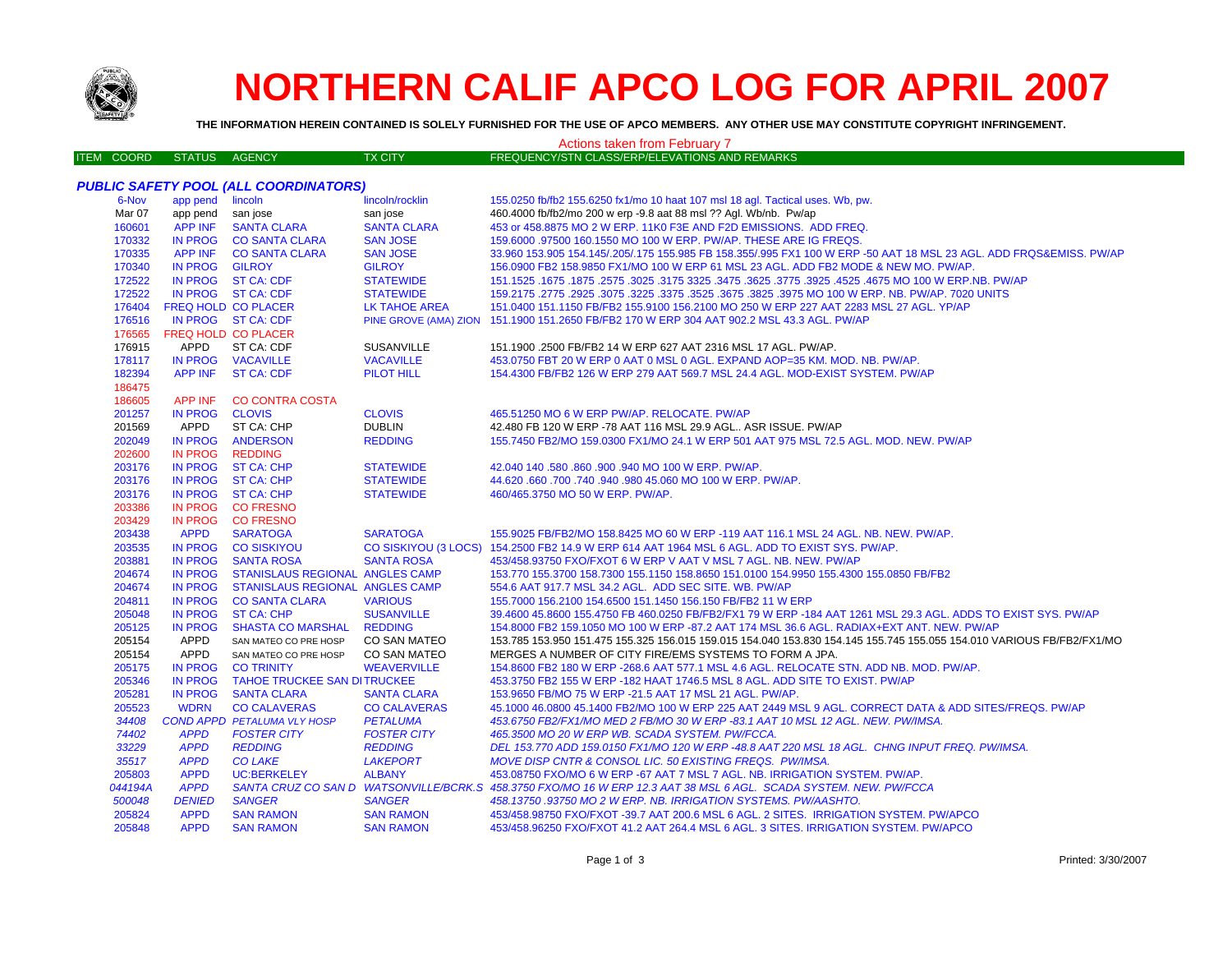# NORTHERN CALIF APCO LOG FOR APRIL 2007

**THE INFORMATION HEREIN CONTAINED IS SOLELY FURNISHED FOR THE USE OF APCO MEMBERS. ANY OTHER USE MAY CONSTITUTE COPYRIGHT INFRINGEMENT.**

Actions taken from February 7

| ITEM COORD | STATUS | AGENCY | TX CITY | FREQUENCY/STN CLASS/ERP/ELEVATIONS AND REMARKS |
|---|---|---|---|---|
| ***PUBLIC SAFETY POOL (ALL COORDINATORS)*** | | | | |
| 6-Nov | app pend | lincoln | lincoln/rocklin | 155.0250 fb/fb2 155.6250 fx1/mo 10 haat 107 msl 18 agl. Tactical uses. Wb, pw. |
| Mar 07 | app pend | san jose | san jose | 460.4000 fb/fb2/mo 200 w erp -9.8 aat 88 msl ?? Agl. Wb/nb. Pw/ap |
| 160601 | APP INF | SANTA CLARA | SANTA CLARA | 453 or 458.8875 MO 2 W ERP. 11K0 F3E AND F2D EMISSIONS. ADD FREQ. |
| 170332 | IN PROG | CO SANTA CLARA | SAN JOSE | 159.6000 .97500 160.1550 MO 100 W ERP. PW/AP. THESE ARE IG FREQS. |
| 170335 | APP INF | CO SANTA CLARA | SAN JOSE | 33.960 153.905 154.145/.205/.175 155.985 FB 158.355/.995 FX1 100 W ERP -50 AAT 18 MSL 23 AGL. ADD FRQS&EMISS. PW/AP |
| 170340 | IN PROG | GILROY | GILROY | 156.0900 FB2 158.9850 FX1/MO 100 W ERP 61 MSL 23 AGL. ADD FB2 MODE & NEW MO. PW/AP. |
| 172522 | IN PROG | ST CA: CDF | STATEWIDE | 151.1525 .1675 .1875 .2575 .3025 .3175 3325 .3475 .3625 .3775 .3925 .4525 .4675 MO 100 W ERP.NB. PW/AP |
| 172522 | IN PROG | ST CA: CDF | STATEWIDE | 159.2175 .2775 .2925 .3075 .3225 .3375 .3525 .3675 .3825 .3975 MO 100 W ERP. NB. PW/AP. 7020 UNITS |
| 176404 | FREQ HOLD | CO PLACER | LK TAHOE AREA | 151.0400 151.1150 FB/FB2 155.9100 156.2100 MO 250 W ERP 227 AAT 2283 MSL 27 AGL. YP/AP |
| 176516 | IN PROG | ST CA: CDF | PINE GROVE (AMA) ZION | 151.1900 151.2650 FB/FB2 170 W ERP 304 AAT 902.2 MSL 43.3 AGL. PW/AP |
| 176565 | FREQ HOLD | CO PLACER | | |
| 176915 | APPD | ST CA: CDF | SUSANVILLE | 151.1900 .2500 FB/FB2 14 W ERP 627 AAT 2316 MSL 17 AGL. PW/AP. |
| 178117 | IN PROG | VACAVILLE | VACAVILLE | 453.0750 FBT 20 W ERP 0 AAT 0 MSL 0 AGL. EXPAND AOP=35 KM. MOD. NB. PW/AP. |
| 182394 | APP INF | ST CA: CDF | PILOT HILL | 154.4300 FB/FB2 126 W ERP 279 AAT 569.7 MSL 24.4 AGL. MOD-EXIST SYSTEM. PW/AP |
| 186475 | | | | |
| 186605 | APP INF | CO CONTRA COSTA | | |
| 201257 | IN PROG | CLOVIS | CLOVIS | 465.51250 MO 6 W ERP PW/AP. RELOCATE. PW/AP |
| 201569 | APPD | ST CA: CHP | DUBLIN | 42.480 FB 120 W ERP -78 AAT 116 MSL 29.9 AGL.. ASR ISSUE. PW/AP |
| 202049 | IN PROG | ANDERSON | REDDING | 155.7450 FB2/MO 159.0300 FX1/MO 24.1 W ERP 501 AAT 975 MSL 72.5 AGL. MOD. NEW. PW/AP |
| 202600 | IN PROG | REDDING | | |
| 203176 | IN PROG | ST CA: CHP | STATEWIDE | 42.040 140 .580 .860 .900 .940 MO 100 W ERP. PW/AP. |
| 203176 | IN PROG | ST CA: CHP | STATEWIDE | 44.620 .660 .700 .740 .940 .980 45.060 MO 100 W ERP. PW/AP. |
| 203176 | IN PROG | ST CA: CHP | STATEWIDE | 460/465.3750 MO 50 W ERP. PW/AP. |
| 203386 | IN PROG | CO FRESNO | | |
| 203429 | IN PROG | CO FRESNO | | |
| 203438 | APPD | SARATOGA | SARATOGA | 155.9025 FB/FB2/MO 158.8425 MO 60 W ERP -119 AAT 116.1 MSL 24 AGL. NB. NEW. PW/AP. |
| 203535 | IN PROG | CO SISKIYOU | CO SISKIYOU (3 LOCS) | 154.2500 FB2 14.9 W ERP 614 AAT 1964 MSL 6 AGL. ADD TO EXIST SYS. PW/AP. |
| 203881 | IN PROG | SANTA ROSA | SANTA ROSA | 453/458.93750 FXO/FXOT 6 W ERP V AAT V MSL 7 AGL. NB. NEW. PW/AP |
| 204674 | IN PROG | STANISLAUS REGIONAL | ANGLES CAMP | 153.770 155.3700 158.7300 155.1150 158.8650 151.0100 154.9950 155.4300 155.0850 FB/FB2 |
| 204674 | IN PROG | STANISLAUS REGIONAL | ANGLES CAMP | 554.6 AAT 917.7 MSL 34.2 AGL. ADD SEC SITE. WB. PW/AP |
| 204811 | IN PROG | CO SANTA CLARA | VARIOUS | 155.7000 156.2100 154.6500 151.1450 156.150 FB/FB2 11 W ERP |
| 205048 | IN PROG | ST CA: CHP | SUSANVILLE | 39.4600 45.8600 155.4750 FB 460.0250 FB/FB2/FX1 79 W ERP -184 AAT 1261 MSL 29.3 AGL. ADDS TO EXIST SYS. PW/AP |
| 205125 | IN PROG | SHASTA CO MARSHAL | REDDING | 154.8000 FB2 159.1050 MO 100 W ERP -87.2 AAT 174 MSL 36.6 AGL. RADIAX+EXT ANT. NEW. PW/AP |
| 205154 | APPD | SAN MATEO CO PRE HOSP | CO SAN MATEO | 153.785 153.950 151.475 155.325 156.015 159.015 154.040 153.830 154.145 155.745 155.055 154.010 VARIOUS FB/FB2/FX1/MO |
| 205154 | APPD | SAN MATEO CO PRE HOSP | CO SAN MATEO | MERGES A NUMBER OF CITY FIRE/EMS SYSTEMS TO FORM A JPA. |
| 205175 | IN PROG | CO TRINITY | WEAVERVILLE | 154.8600 FB2 180 W ERP -268.6 AAT 577.1 MSL 4.6 AGL. RELOCATE STN. ADD NB. MOD. PW/AP. |
| 205346 | IN PROG | TAHOE TRUCKEE SAN DI | TRUCKEE | 453.3750 FB2 155 W ERP -182 HAAT 1746.5 MSL 8 AGL. ADD SITE TO EXIST. PW/AP |
| 205281 | IN PROG | SANTA CLARA | SANTA CLARA | 153.9650 FB/MO 75 W ERP -21.5 AAT 17 MSL 21 AGL. PW/AP. |
| 205523 | WDRN | CO CALAVERAS | CO CALAVERAS | 45.1000 46.0800 45.1400 FB2/MO 100 W ERP 225 AAT 2449 MSL 9 AGL. CORRECT DATA & ADD SITES/FREQS. PW/AP |
| *34408* | *COND APPD* | *PETALUMA VLY HOSP* | *PETALUMA* | *453.6750 FB2/FX1/MO MED 2 FB/MO 30 W ERP -83.1 AAT 10 MSL 12 AGL. NEW. PW/IMSA.* |
| *74402* | *APPD* | *FOSTER CITY* | *FOSTER CITY* | *465.3500 MO 20 W ERP WB. SCADA SYSTEM. PW/FCCA.* |
| *33229* | *APPD* | *REDDING* | *REDDING* | *DEL 153.770 ADD 159.0150 FX1/MO 120 W ERP -48.8 AAT 220 MSL 18 AGL. CHNG INPUT FREQ. PW/IMSA.* |
| *35517* | *APPD* | *CO LAKE* | *LAKEPORT* | *MOVE DISP CNTR & CONSOL LIC. 50 EXISTING FREQS. PW/IMSA.* |
| 205803 | APPD | UC:BERKELEY | ALBANY | 453.08750 FXO/MO 6 W ERP -67 AAT 7 MSL 7 AGL. NB. IRRIGATION SYSTEM. PW/AP. |
| *044194A* | *APPD* | *SANTA CRUZ CO SAN D* | *WATSONVILLE/BCRK.S* | *458.3750 FXO/MO 16 W ERP 12.3 AAT 38 MSL 6 AGL. SCADA SYSTEM. NEW. PW/FCCA* |
| *500048* | *DENIED* | *SANGER* | *SANGER* | *458.13750 .93750 MO 2 W ERP. NB. IRRIGATION SYSTEMS. PW/AASHTO.* |
| 205824 | APPD | SAN RAMON | SAN RAMON | 453/458.98750 FXO/FXOT -39.7 AAT 200.6 MSL 6 AGL. 2 SITES. IRRIGATION SYSTEM. PW/APCO |
| 205848 | APPD | SAN RAMON | SAN RAMON | 453/458.96250 FXO/FXOT 41.2 AAT 264.4 MSL 6 AGL. 3 SITES. IRRIGATION SYSTEM. PW/APCO |

Printed: 3/30/2007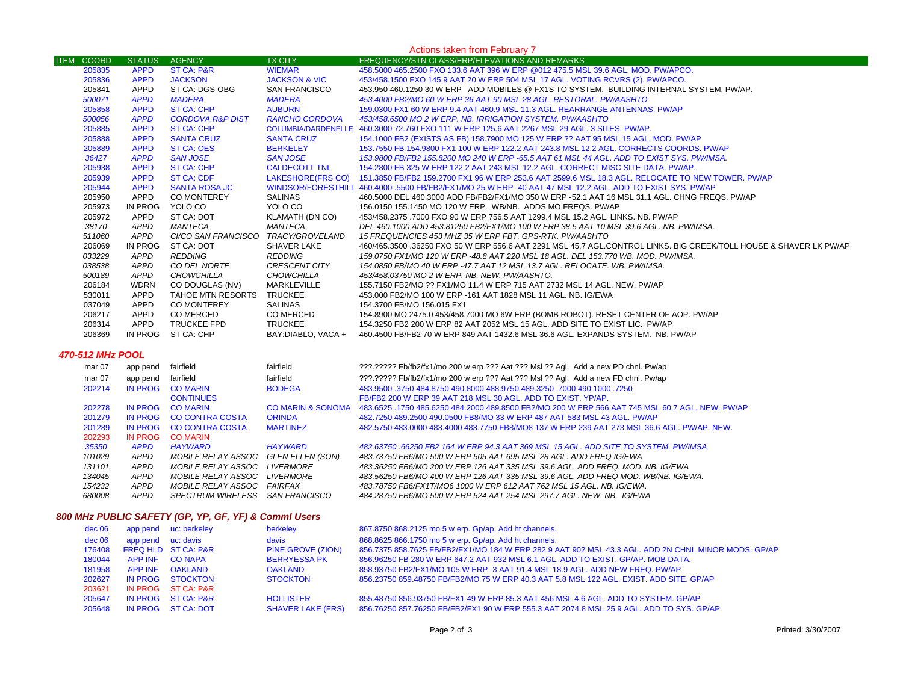## Actions taken from February 7

| ITEM | COORD | STATUS | AGENCY | TX CITY | FREQUENCY/STN CLASS/ERP/ELEVATIONS AND REMARKS |
|---|---|---|---|---|---|
| | 205835 | APPD | ST CA: P&R | WIEMAR | 458.5000 465.2500 FXO 133.6 AAT 396 W ERP @012 475.5 MSL 39.6 AGL. MOD. PW/APCO. |
| | 205836 | APPD | JACKSON | JACKSON & VIC | 453/458.1500 FXO 145.9 AAT 20 W ERP 504 MSL 17 AGL. VOTING RCVRS (2). PW/APCO. |
| | 205841 | APPD | ST CA: DGS-OBG | SAN FRANCISCO | 453.950 460.1250 30 W ERP ADD MOBILES @ FX1S TO SYSTEM. BUILDING INTERNAL SYSTEM. PW/AP. |
| | *500071* | *APPD* | *MADERA* | *MADERA* | *453.4000 FB2/MO 60 W ERP 36 AAT 90 MSL 28 AGL. RESTORAL. PW/AASHTO* |
| | 205858 | APPD | ST CA: CHP | AUBURN | 159.0300 FX1 60 W ERP 9.4 AAT 460.9 MSL 11.3 AGL. REARRANGE ANTENNAS. PW/AP |
| | *500056* | *APPD* | *CORDOVA R&P DIST* | *RANCHO CORDOVA* | *453/458.6500 MO 2 W ERP. NB. IRRIGATION SYSTEM. PW/AASHTO* |
| | 205885 | APPD | ST CA: CHP | COLUMBIA/DARDENELLE | 460.3000 72.760 FXO 111 W ERP 125.6 AAT 2267 MSL 29 AGL. 3 SITES. PW/AP. |
| | 205888 | APPD | SANTA CRUZ | SANTA CRUZ | 154.1000 FB2 (EXISTS AS FB) 158.7900 MO 125 W ERP ?? AAT 95 MSL 15 AGL. MOD. PW/AP |
| | 205889 | APPD | ST CA: OES | BERKELEY | 153.7550 FB 154.9800 FX1 100 W ERP 122.2 AAT 243.8 MSL 12.2 AGL. CORRECTS COORDS. PW/AP |
| | *36427* | *APPD* | *SAN JOSE* | *SAN JOSE* | *153.9800 FB/FB2 155.8200 MO 240 W ERP -65.5 AAT 61 MSL 44 AGL. ADD TO EXIST SYS. PW/IMSA.* |
| | 205938 | APPD | ST CA: CHP | CALDECOTT TNL | 154.2800 FB 325 W ERP 122.2 AAT 243 MSL 12.2 AGL. CORRECT MISC SITE DATA. PW/AP. |
| | 205939 | APPD | ST CA: CDF | LAKESHORE(FRS CO) | 151.3850 FB/FB2 159.2700 FX1 96 W ERP 253.6 AAT 2599.6 MSL 18.3 AGL. RELOCATE TO NEW TOWER. PW/AP |
| | 205944 | APPD | SANTA ROSA JC | WINDSOR/FORESTHILL | 460.4000 .5500 FB/FB2/FX1/MO 25 W ERP -40 AAT 47 MSL 12.2 AGL. ADD TO EXIST SYS. PW/AP |
| | 205950 | APPD | CO MONTEREY | SALINAS | 460.5000 DEL 460.3000 ADD FB/FB2/FX1/MO 350 W ERP -52.1 AAT 16 MSL 31.1 AGL. CHNG FREQS. PW/AP |
| | 205973 | IN PROG | YOLO CO | YOLO CO | 156.0150 155.1450 MO 120 W ERP. WB/NB. ADDS MO FREQS. PW/AP |
| | 205972 | APPD | ST CA: DOT | KLAMATH (DN CO) | 453/458.2375 .7000 FXO 90 W ERP 756.5 AAT 1299.4 MSL 15.2 AGL. LINKS. NB. PW/AP |
| | *38170* | *APPD* | *MANTECA* | *MANTECA* | *DEL 460.1000 ADD 453.81250 FB2/FX1/MO 100 W ERP 38.5 AAT 10 MSL 39.6 AGL. NB. PW/IMSA.* |
| | *511060* | *APPD* | *CI/CO SAN FRANCISCO* | *TRACY/GROVELAND* | *15 FREQUENCIES 453 MHZ 35 W ERP FBT. GPS-RTK. PW/AASHTO* |
| | 206069 | IN PROG | ST CA: DOT | SHAVER LAKE | 460/465.3500 .36250 FXO 50 W ERP 556.6 AAT 2291 MSL 45.7 AGL.CONTROL LINKS. BIG CREEK/TOLL HOUSE & SHAVER LK PW/AP |
| | *033229* | *APPD* | *REDDING* | *REDDING* | *159.0750 FX1/MO 120 W ERP -48.8 AAT 220 MSL 18 AGL. DEL 153.770 WB. MOD. PW/IMSA.* |
| | *038538* | *APPD* | *CO DEL NORTE* | *CRESCENT CITY* | *154.0850 FB/MO 40 W ERP -47.7 AAT 12 MSL 13.7 AGL. RELOCATE. WB. PW/IMSA.* |
| | *500189* | *APPD* | *CHOWCHILLA* | *CHOWCHILLA* | *453/458.03750 MO 2 W ERP. NB. NEW. PW/AASHTO.* |
| | 206184 | WDRN | CO DOUGLAS (NV) | MARKLEVILLE | 155.7150 FB2/MO ?? FX1/MO 11.4 W ERP 715 AAT 2732 MSL 14 AGL. NEW. PW/AP |
| | 530011 | APPD | TAHOE MTN RESORTS | TRUCKEE | 453.000 FB2/MO 100 W ERP -161 AAT 1828 MSL 11 AGL. NB. IG/EWA |
| | 037049 | APPD | CO MONTEREY | SALINAS | 154.3700 FB/MO 156.015 FX1 |
| | 206217 | APPD | CO MERCED | CO MERCED | 154.8900 MO 2475.0 453/458.7000 MO 6W ERP (BOMB ROBOT). RESET CENTER OF AOP. PW/AP |
| | 206314 | APPD | TRUCKEE FPD | TRUCKEE | 154.3250 FB2 200 W ERP 82 AAT 2052 MSL 15 AGL. ADD SITE TO EXIST LIC. PW/AP |
| | 206369 | IN PROG | ST CA: CHP | BAY:DIABLO, VACA + | 460.4500 FB/FB2 70 W ERP 849 AAT 1432.6 MSL 36.6 AGL. EXPANDS SYSTEM. NB. PW/AP |

### *470-512 MHz POOL*

| ITEM | COORD | STATUS | AGENCY | TX CITY | FREQUENCY/STN CLASS/ERP/ELEVATIONS AND REMARKS |
|---|---|---|---|---|---|
| | mar 07 | app pend | fairfield | fairfield | ???.????? Fb/fb2/fx1/mo 200 w erp ??? Aat ??? Msl ?? Agl. Add a new PD chnl. Pw/ap |
| | mar 07 | app pend | fairfield | fairfield | ???.????? Fb/fb2/fx1/mo 200 w erp ??? Aat ??? Msl ?? Agl. Add a new FD chnl. Pw/ap |
| | 202214 | IN PROG | CO MARIN | BODEGA | 483.9500 .3750 484.8750 490.8000 488.9750 489.3250 .7000 490.1000 .7250 |
| | | | CONTINUES | | FB/FB2 200 W ERP 39 AAT 218 MSL 30 AGL. ADD TO EXIST. YP/AP. |
| | 202278 | IN PROG | CO MARIN | CO MARIN & SONOMA | 483.6525 .1750 485.6250 484.2000 489.8500 FB2/MO 200 W ERP 566 AAT 745 MSL 60.7 AGL. NEW. PW/AP |
| | 201279 | IN PROG | CO CONTRA COSTA | ORINDA | 482.7250 489.2500 490.0500 FB8/MO 33 W ERP 487 AAT 583 MSL 43 AGL. PW/AP |
| | 201289 | IN PROG | CO CONTRA COSTA | MARTINEZ | 482.5750 483.0000 483.4000 483.7750 FB8/MO8 137 W ERP 239 AAT 273 MSL 36.6 AGL. PW/AP. NEW. |
| | 202293 | IN PROG | CO MARIN | | |
| | *35350* | *APPD* | *HAYWARD* | *HAYWARD* | *482.63750 .66250 FB2 164 W ERP 94.3 AAT 369 MSL 15 AGL. ADD SITE TO SYSTEM. PW/IMSA* |
| | *101029* | *APPD* | *MOBILE RELAY ASSOC* | *GLEN ELLEN (SON)* | *483.73750 FB6/MO 500 W ERP 505 AAT 695 MSL 28 AGL. ADD FREQ IG/EWA* |
| | *131101* | *APPD* | *MOBILE RELAY ASSOC* | *LIVERMORE* | *483.36250 FB6/MO 200 W ERP 126 AAT 335 MSL 39.6 AGL. ADD FREQ. MOD. NB. IG/EWA* |
| | *134045* | *APPD* | *MOBILE RELAY ASSOC* | *LIVERMORE* | *483.56250 FB6/MO 400 W ERP 126 AAT 335 MSL 39.6 AGL. ADD FREQ MOD. WB/NB. IG/EWA.* |
| | *154232* | *APPD* | *MOBILE RELAY ASSOC* | *FAIRFAX* | *483.78750 FB6/FX1T/MO6 1000 W ERP 612 AAT 762 MSL 15 AGL. NB. IG/EWA.* |
| | *680008* | *APPD* | *SPECTRUM WIRELESS* | *SAN FRANCISCO* | *484.28750 FB6/MO 500 W ERP 524 AAT 254 MSL 297.7 AGL. NEW. NB. IG/EWA* |

### *800 MHz PUBLIC SAFETY (GP, YP, GF, YF) & Comml Users*

| ITEM | COORD | STATUS | AGENCY | TX CITY | FREQUENCY/STN CLASS/ERP/ELEVATIONS AND REMARKS |
|---|---|---|---|---|---|
| | dec 06 | app pend | uc: berkeley | berkeley | 867.8750 868.2125 mo 5 w erp. Gp/ap. Add ht channels. |
| | dec 06 | app pend | uc: davis | davis | 868.8625 866.1750 mo 5 w erp. Gp/ap. Add ht channels. |
| | 176408 | FREQ HLD | ST CA: P&R | PINE GROVE (ZION) | 856.7375 858.7625 FB/FB2/FX1/MO 184 W ERP 282.9 AAT 902 MSL 43.3 AGL. ADD 2N CHNL MINOR MODS. GP/AP |
| | 180044 | APP INF | CO NAPA | BERRYESSA PK | 856.96250 FB 280 W ERP 647.2 AAT 932 MSL 6.1 AGL. ADD TO EXIST. GP/AP. MOB DATA. |
| | 181958 | APP INF | OAKLAND | OAKLAND | 858.93750 FB2/FX1/MO 105 W ERP -3 AAT 91.4 MSL 18.9 AGL. ADD NEW FREQ. PW/AP |
| | 202627 | IN PROG | STOCKTON | STOCKTON | 856.23750 859.48750 FB/FB2/MO 75 W ERP 40.3 AAT 5.8 MSL 122 AGL. EXIST. ADD SITE. GP/AP |
| | 203621 | IN PROG | ST CA: P&R | | |
| | 205647 | IN PROG | ST CA: P&R | HOLLISTER | 855.48750 856.93750 FB/FX1 49 W ERP 85.3 AAT 456 MSL 4.6 AGL. ADD TO SYSTEM. GP/AP |
| | 205648 | IN PROG | ST CA: DOT | SHAVER LAKE (FRS) | 856.76250 857.76250 FB/FB2/FX1 90 W ERP 555.3 AAT 2074.8 MSL 25.9 AGL. ADD TO SYS. GP/AP |

Printed: 3/30/2007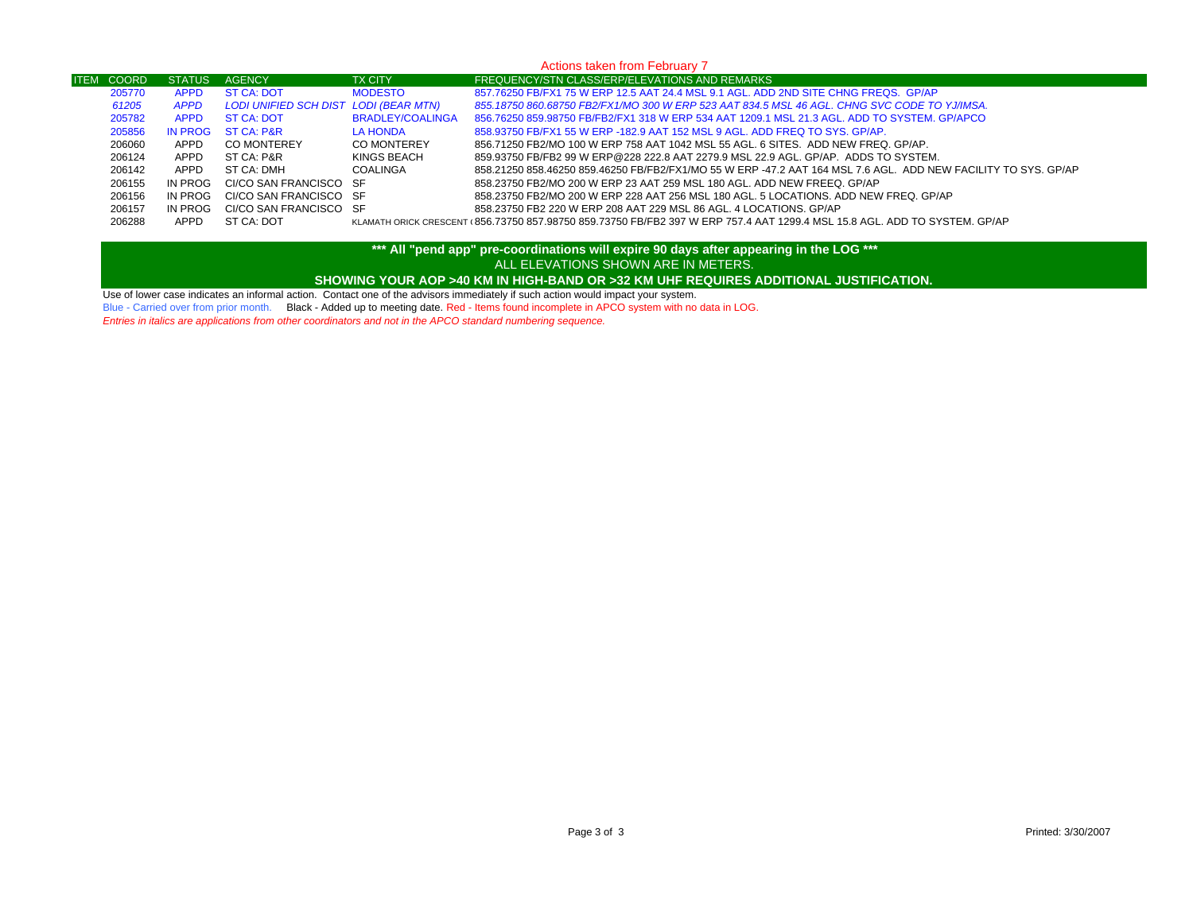Actions taken from February 7

| ITEM | COORD | STATUS | AGENCY | TX CITY | FREQUENCY/STN CLASS/ERP/ELEVATIONS AND REMARKS |
|---|---|---|---|---|---|
| | 205770 | APPD | ST CA: DOT | MODESTO | 857.76250 FB/FX1 75 W ERP 12.5 AAT 24.4 MSL 9.1 AGL. ADD 2ND SITE CHNG FREQS. GP/AP |
| | *61205* | *APPD* | *LODI UNIFIED SCH DIST* | *LODI (BEAR MTN)* | *855.18750 860.68750 FB2/FX1/MO 300 W ERP 523 AAT 834.5 MSL 46 AGL. CHNG SVC CODE TO YJ/IMSA.* |
| | 205782 | APPD | ST CA: DOT | BRADLEY/COALINGA | 856.76250 859.98750 FB/FB2/FX1 318 W ERP 534 AAT 1209.1 MSL 21.3 AGL. ADD TO SYSTEM. GP/APCO |
| | 205856 | IN PROG | ST CA: P&R | LA HONDA | 858.93750 FB/FX1 55 W ERP -182.9 AAT 152 MSL 9 AGL. ADD FREQ TO SYS. GP/AP. |
| | 206060 | APPD | CO MONTEREY | CO MONTEREY | 856.71250 FB2/MO 100 W ERP 758 AAT 1042 MSL 55 AGL. 6 SITES. ADD NEW FREQ. GP/AP. |
| | 206124 | APPD | ST CA: P&R | KINGS BEACH | 859.93750 FB/FB2 99 W ERP@228 222.8 AAT 2279.9 MSL 22.9 AGL. GP/AP. ADDS TO SYSTEM. |
| | 206142 | APPD | ST CA: DMH | COALINGA | 858.21250 858.46250 859.46250 FB/FB2/FX1/MO 55 W ERP -47.2 AAT 164 MSL 7.6 AGL. ADD NEW FACILITY TO SYS. GP/AP |
| | 206155 | IN PROG | CI/CO SAN FRANCISCO | SF | 858.23750 FB2/MO 200 W ERP 23 AAT 259 MSL 180 AGL. ADD NEW FREEQ. GP/AP |
| | 206156 | IN PROG | CI/CO SAN FRANCISCO | SF | 858.23750 FB2/MO 200 W ERP 228 AAT 256 MSL 180 AGL. 5 LOCATIONS. ADD NEW FREQ. GP/AP |
| | 206157 | IN PROG | CI/CO SAN FRANCISCO | SF | 858.23750 FB2 220 W ERP 208 AAT 229 MSL 86 AGL. 4 LOCATIONS. GP/AP |
| | 206288 | APPD | ST CA: DOT | KLAMATH ORICK CRESCENT ( | 856.73750 857.98750 859.73750 FB/FB2 397 W ERP 757.4 AAT 1299.4 MSL 15.8 AGL. ADD TO SYSTEM. GP/AP |

**\*\*\* All "pend app" pre-coordinations will expire 90 days after appearing in the LOG \*\*\***

ALL ELEVATIONS SHOWN ARE IN METERS.

**SHOWING YOUR AOP >40 KM IN HIGH-BAND OR >32 KM UHF REQUIRES ADDITIONAL JUSTIFICATION.**

Use of lower case indicates an informal action. Contact one of the advisors immediately if such action would impact your system.

Blue - Carried over from prior month. Black - Added up to meeting date. Red - Items found incomplete in APCO system with no data in LOG.

*Entries in italics are applications from other coordinators and not in the APCO standard numbering sequence.*

Printed: 3/30/2007